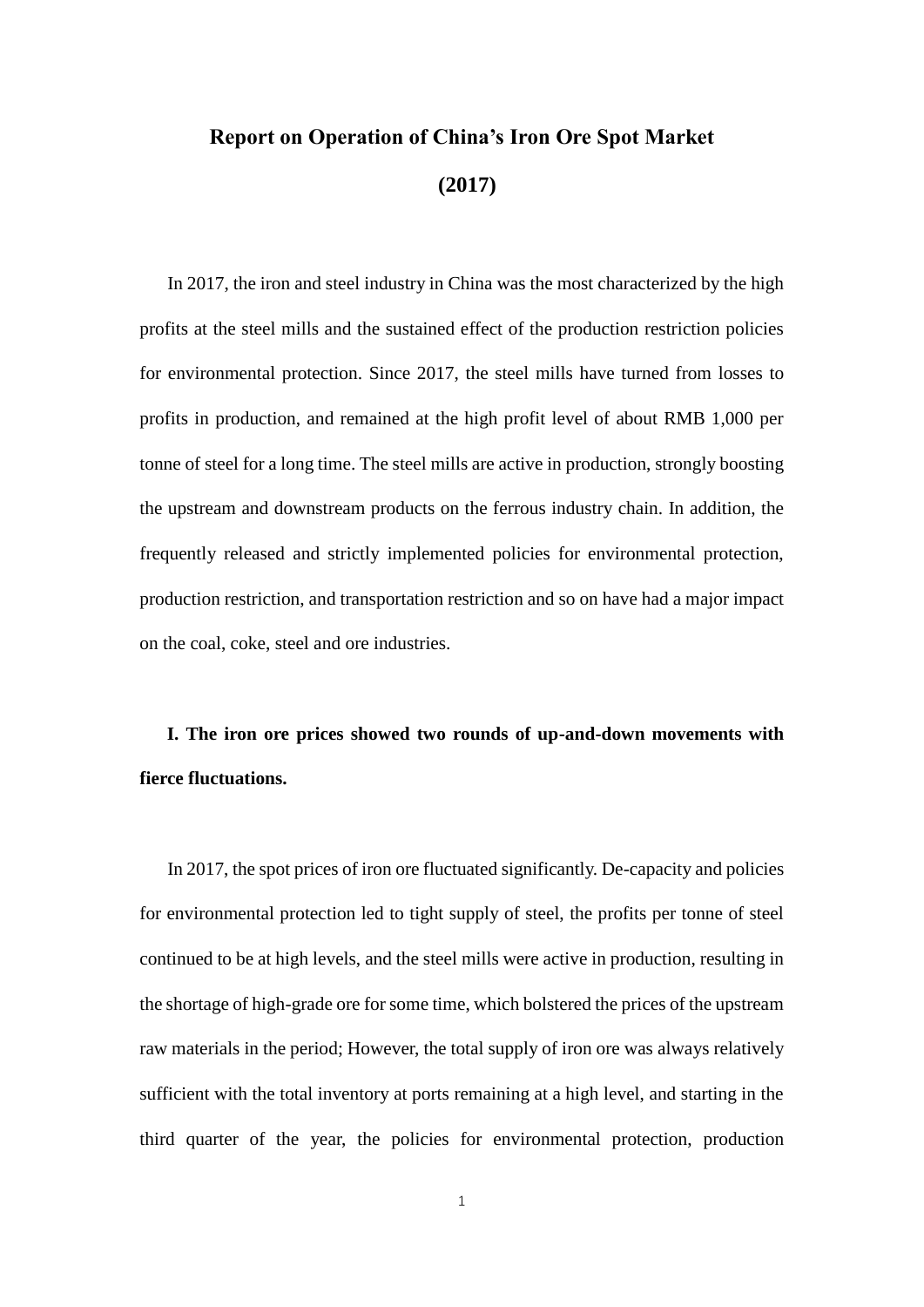# Report on Operation of China's Iron Ore Spot Market

# (2017)

In 2017, the iron and steel industry in China was the most characterized by the high profits at the steel mills and the sustained effect of the production restriction policies for environmental protection. Since 2017, the steel mills have turned from losses to profits in production, and remained at the high profit level of about RMB 1,000 per tonne of steel for a long time. The steel mills are active in production, strongly boosting the upstream and downstream products on the ferrous industry chain. In addition, the frequently released and strictly implemented policies for environmental protection, production restriction, and transportation restriction and so on have had a major impact on the coal, coke, steel and ore industries.

## I. The iron ore prices showed two rounds of up-and-down movements with fierce fluctuations.

In 2017, the spot prices of iron ore fluctuated significantly. De-capacity and policies for environmental protection led to tight supply of steel, the profits per tonne of steel continued to be at high levels, and the steel mills were active in production, resulting in the shortage of high-grade ore for some time, which bolstered the prices of the upstream raw materials in the period; However, the total supply of iron ore was always relatively sufficient with the total inventory at ports remaining at a high level, and starting in the third quarter of the year, the policies for environmental protection, production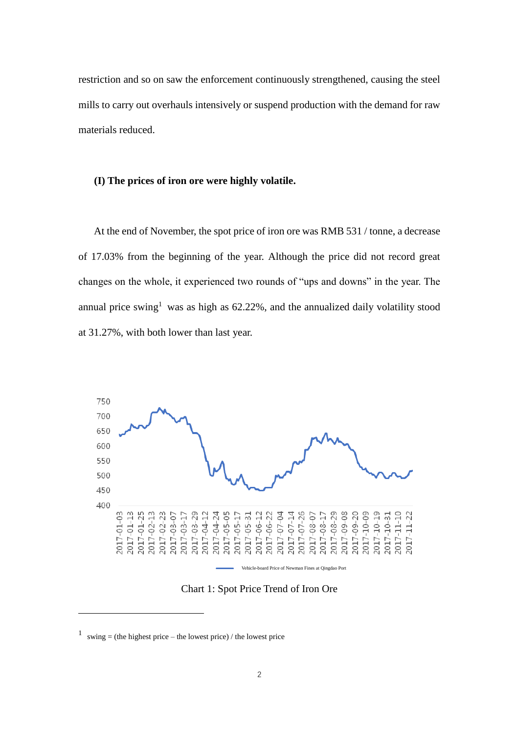restriction and so on saw the enforcement continuously strengthened, causing the steel mills to carry out overhauls intensively or suspend production with the demand for raw materials reduced.

**(I) The prices of iron ore were highly volatile.**

At the end of November, the spot price of iron ore was RMB 531 / tonne, a decrease of 17.03% from the beginning of the year. Although the price did not record great changes on the whole, it experienced two rounds of "ups and downs" in the year. The annual price swing[1] was as high as 62.22%, and the annualized daily volatility stood at 31.27%, with both lower than last year.

Chart 1: Spot Price Trend of Iron Ore

[1] swing = (the highest price – the lowest price) / the lowest price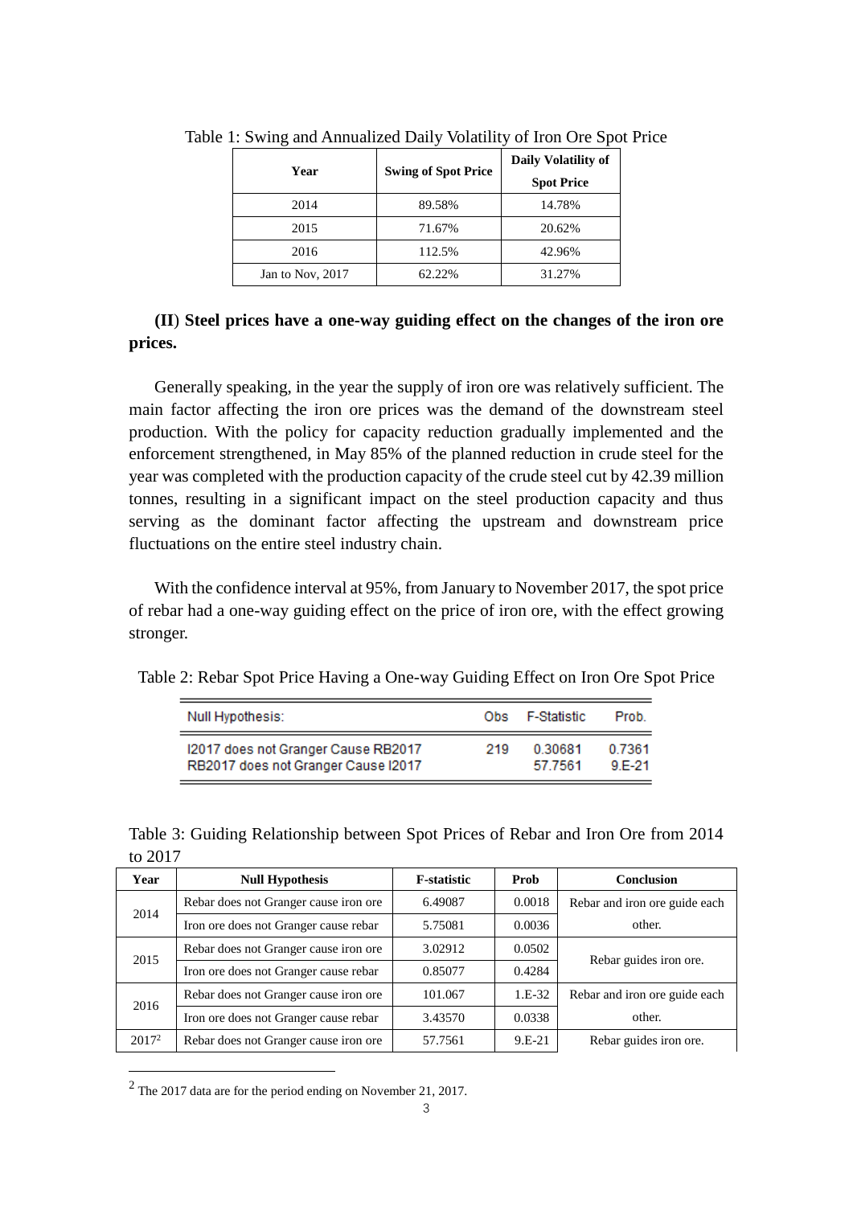Table 1: Swing and Annualized Daily Volatility of Iron Ore Spot Price

| Year | Swing of Spot Price | Daily Volatility of Spot Price |
|---|---|---|
| 2014 | 89.58% | 14.78% |
| 2015 | 71.67% | 20.62% |
| 2016 | 112.5% | 42.96% |
| Jan to Nov, 2017 | 62.22% | 31.27% |

**(II) Steel prices have a one-way guiding effect on the changes of the iron ore prices.**

Generally speaking, in the year the supply of iron ore was relatively sufficient. The main factor affecting the iron ore prices was the demand of the downstream steel production. With the policy for capacity reduction gradually implemented and the enforcement strengthened, in May 85% of the planned reduction in crude steel for the year was completed with the production capacity of the crude steel cut by 42.39 million tonnes, resulting in a significant impact on the steel production capacity and thus serving as the dominant factor affecting the upstream and downstream price fluctuations on the entire steel industry chain.

With the confidence interval at 95%, from January to November 2017, the spot price of rebar had a one-way guiding effect on the price of iron ore, with the effect growing stronger.

Table 2: Rebar Spot Price Having a One-way Guiding Effect on Iron Ore Spot Price

| Null Hypothesis: | Obs | F-Statistic | Prob. |
|---|---|---|---|
| I2017 does not Granger Cause RB2017 | 219 | 0.30681 | 0.7361 |
| RB2017 does not Granger Cause I2017 | | 57.7561 | 9.E-21 |

Table 3: Guiding Relationship between Spot Prices of Rebar and Iron Ore from 2014 to 2017

| Year | Null Hypothesis | F-statistic | Prob | Conclusion |
|---|---|---|---|---|
| 2014 | Rebar does not Granger cause iron ore | 6.49087 | 0.0018 | Rebar and iron ore guide each other. |
| | Iron ore does not Granger cause rebar | 5.75081 | 0.0036 | |
| 2015 | Rebar does not Granger cause iron ore | 3.02912 | 0.0502 | Rebar guides iron ore. |
| | Iron ore does not Granger cause rebar | 0.85077 | 0.4284 | |
| 2016 | Rebar does not Granger cause iron ore | 101.067 | 1.E-32 | Rebar and iron ore guide each other. |
| | Iron ore does not Granger cause rebar | 3.43570 | 0.0338 | |
| 2017[2] | Rebar does not Granger cause iron ore | 57.7561 | 9.E-21 | Rebar guides iron ore. |

[2] The 2017 data are for the period ending on November 21, 2017.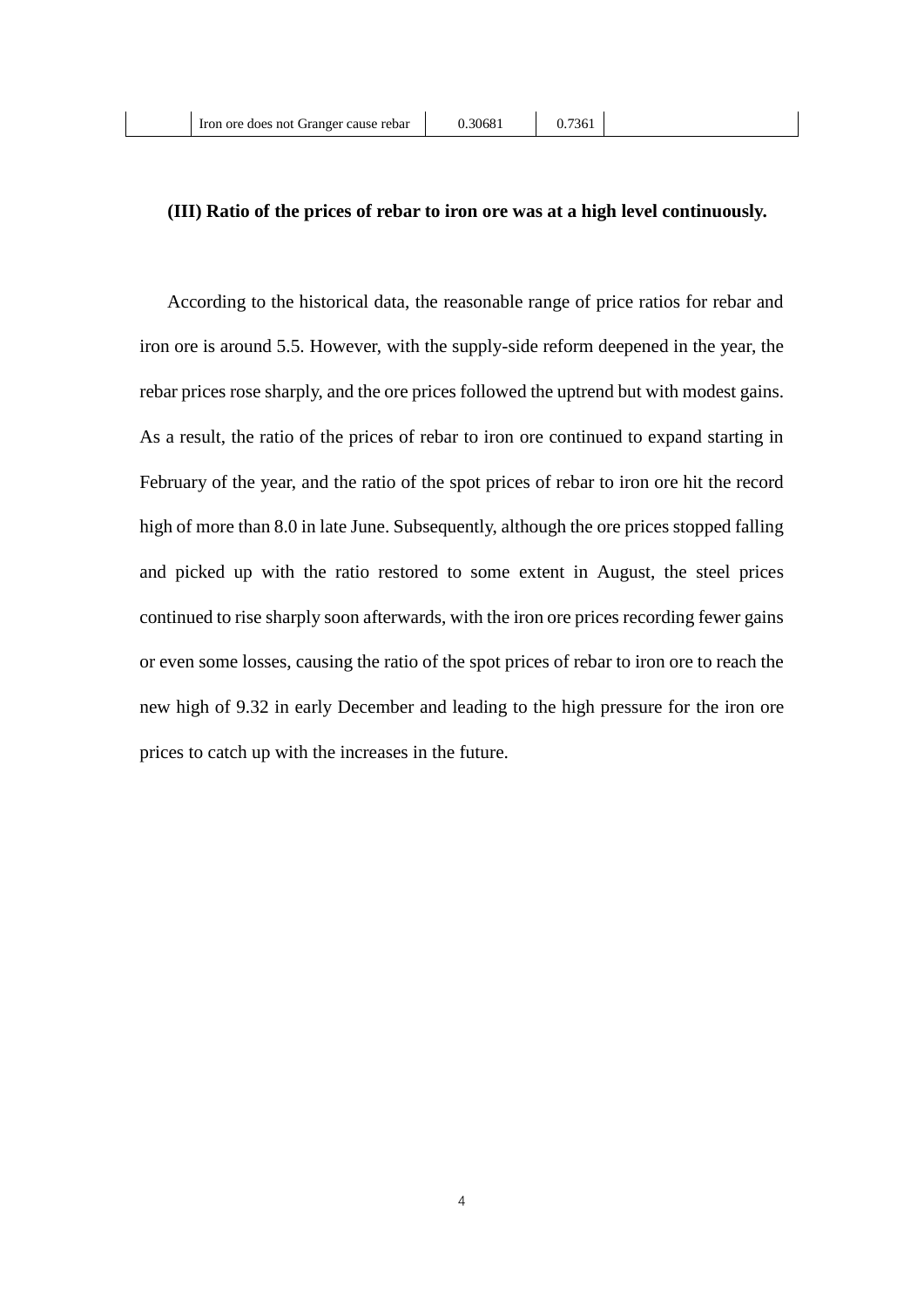|  | Iron ore does not Granger cause rebar | 0.30681 | 0.7361 |  |
|---|---|---|---|---|

**(III) Ratio of the prices of rebar to iron ore was at a high level continuously.**

According to the historical data, the reasonable range of price ratios for rebar and iron ore is around 5.5. However, with the supply-side reform deepened in the year, the rebar prices rose sharply, and the ore prices followed the uptrend but with modest gains. As a result, the ratio of the prices of rebar to iron ore continued to expand starting in February of the year, and the ratio of the spot prices of rebar to iron ore hit the record high of more than 8.0 in late June. Subsequently, although the ore prices stopped falling and picked up with the ratio restored to some extent in August, the steel prices continued to rise sharply soon afterwards, with the iron ore prices recording fewer gains or even some losses, causing the ratio of the spot prices of rebar to iron ore to reach the new high of 9.32 in early December and leading to the high pressure for the iron ore prices to catch up with the increases in the future.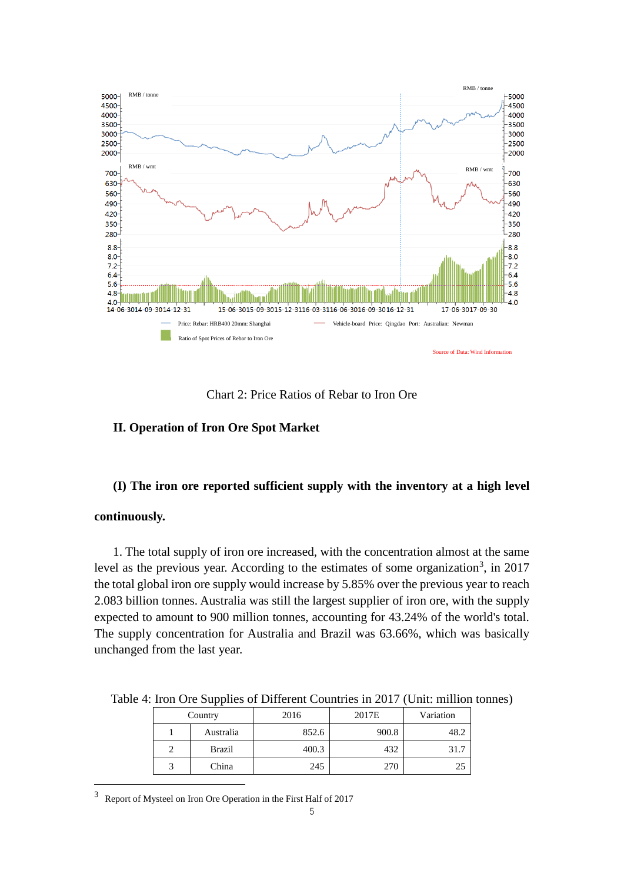Chart 2: Price Ratios of Rebar to Iron Ore

## II. Operation of Iron Ore Spot Market

### (I) The iron ore reported sufficient supply with the inventory at a high level continuously.

1. The total supply of iron ore increased, with the concentration almost at the same level as the previous year. According to the estimates of some organization[3], in 2017 the total global iron ore supply would increase by 5.85% over the previous year to reach 2.083 billion tonnes. Australia was still the largest supplier of iron ore, with the supply expected to amount to 900 million tonnes, accounting for 43.24% of the world's total. The supply concentration for Australia and Brazil was 63.66%, which was basically unchanged from the last year.

Table 4: Iron Ore Supplies of Different Countries in 2017 (Unit: million tonnes)

| Country | | 2016 | 2017E | Variation |
|---|---|---|---|---|
| 1 | Australia | 852.6 | 900.8 | 48.2 |
| 2 | Brazil | 400.3 | 432 | 31.7 |
| 3 | China | 245 | 270 | 25 |

[3] Report of Mysteel on Iron Ore Operation in the First Half of 2017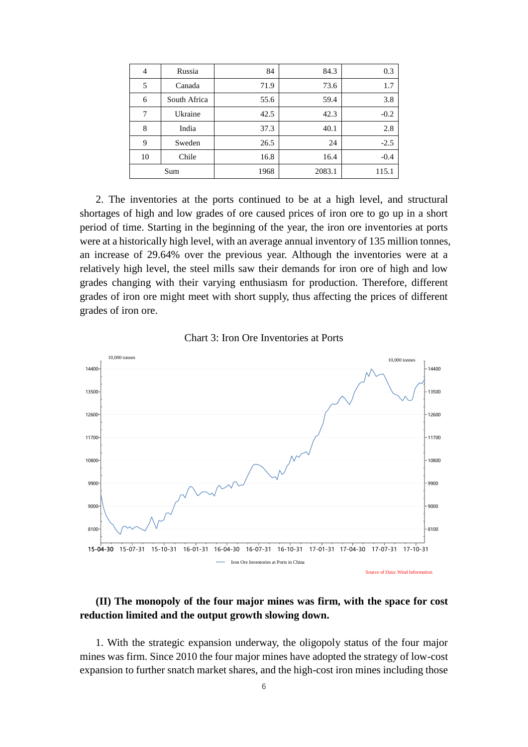| 4 | Russia | 84 | 84.3 | 0.3 |
|---|---|---|---|---|
| 5 | Canada | 71.9 | 73.6 | 1.7 |
| 6 | South Africa | 55.6 | 59.4 | 3.8 |
| 7 | Ukraine | 42.5 | 42.3 | -0.2 |
| 8 | India | 37.3 | 40.1 | 2.8 |
| 9 | Sweden | 26.5 | 24 | -2.5 |
| 10 | Chile | 16.8 | 16.4 | -0.4 |
| Sum | | 1968 | 2083.1 | 115.1 |

2. The inventories at the ports continued to be at a high level, and structural shortages of high and low grades of ore caused prices of iron ore to go up in a short period of time. Starting in the beginning of the year, the iron ore inventories at ports were at a historically high level, with an average annual inventory of 135 million tonnes, an increase of 29.64% over the previous year. Although the inventories were at a relatively high level, the steel mills saw their demands for iron ore of high and low grades changing with their varying enthusiasm for production. Therefore, different grades of iron ore might meet with short supply, thus affecting the prices of different grades of iron ore.

Chart 3: Iron Ore Inventories at Ports

Source of Data: Wind Information

**(II) The monopoly of the four major mines was firm, with the space for cost reduction limited and the output growth slowing down.**

1. With the strategic expansion underway, the oligopoly status of the four major mines was firm. Since 2010 the four major mines have adopted the strategy of low-cost expansion to further snatch market shares, and the high-cost iron mines including those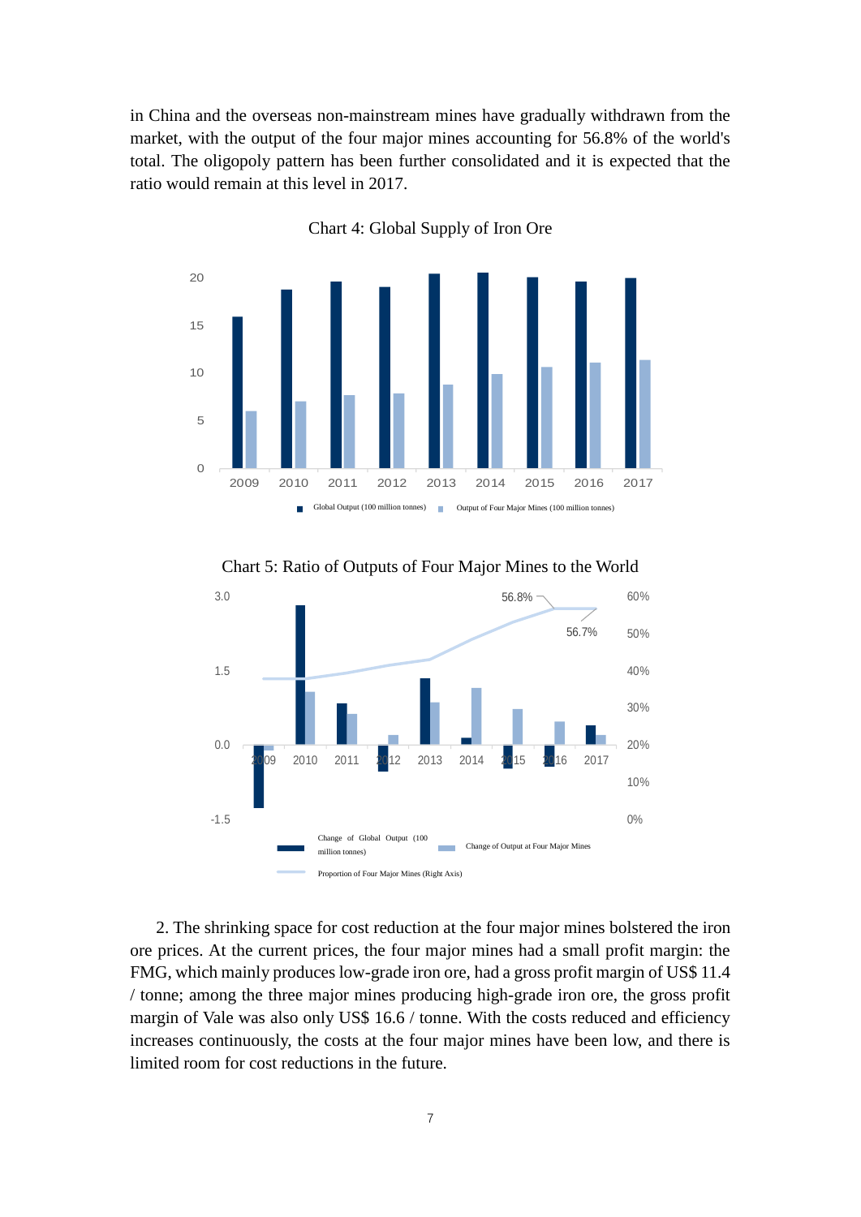in China and the overseas non-mainstream mines have gradually withdrawn from the market, with the output of the four major mines accounting for 56.8% of the world's total. The oligopoly pattern has been further consolidated and it is expected that the ratio would remain at this level in 2017.

Chart 4: Global Supply of Iron Ore

Chart 5: Ratio of Outputs of Four Major Mines to the World

2. The shrinking space for cost reduction at the four major mines bolstered the iron ore prices. At the current prices, the four major mines had a small profit margin: the FMG, which mainly produces low-grade iron ore, had a gross profit margin of US$ 11.4 / tonne; among the three major mines producing high-grade iron ore, the gross profit margin of Vale was also only US$ 16.6 / tonne. With the costs reduced and efficiency increases continuously, the costs at the four major mines have been low, and there is limited room for cost reductions in the future.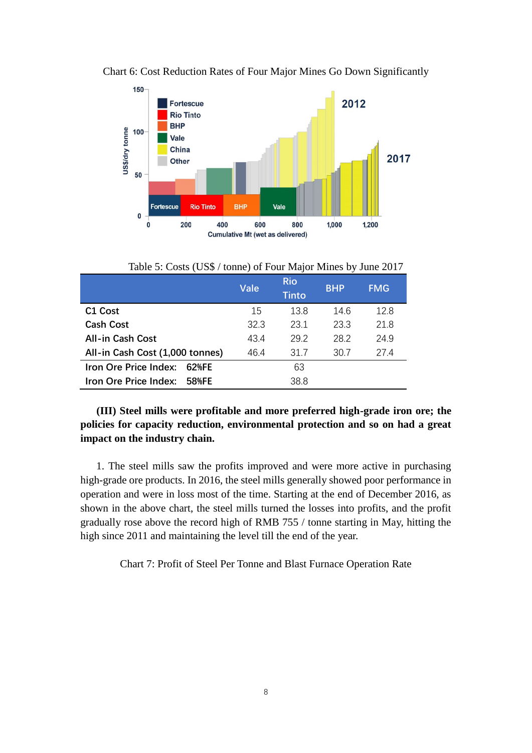Chart 6: Cost Reduction Rates of Four Major Mines Go Down Significantly

Table 5: Costs (US$ / tonne) of Four Major Mines by June 2017

| | Vale | Rio Tinto | BHP | FMG |
|---|---|---|---|---|
| C1 Cost | 15 | 13.8 | 14.6 | 12.8 |
| Cash Cost | 32.3 | 23.1 | 23.3 | 21.8 |
| All-in Cash Cost | 43.4 | 29.2 | 28.2 | 24.9 |
| All-in Cash Cost (1,000 tonnes) | 46.4 | 31.7 | 30.7 | 27.4 |
| Iron Ore Price Index: 62%FE | | 63 | | |
| Iron Ore Price Index: 58%FE | | 38.8 | | |

**(III) Steel mills were profitable and more preferred high-grade iron ore; the policies for capacity reduction, environmental protection and so on had a great impact on the industry chain.**

1. The steel mills saw the profits improved and were more active in purchasing high-grade ore products. In 2016, the steel mills generally showed poor performance in operation and were in loss most of the time. Starting at the end of December 2016, as shown in the above chart, the steel mills turned the losses into profits, and the profit gradually rose above the record high of RMB 755 / tonne starting in May, hitting the high since 2011 and maintaining the level till the end of the year.

Chart 7: Profit of Steel Per Tonne and Blast Furnace Operation Rate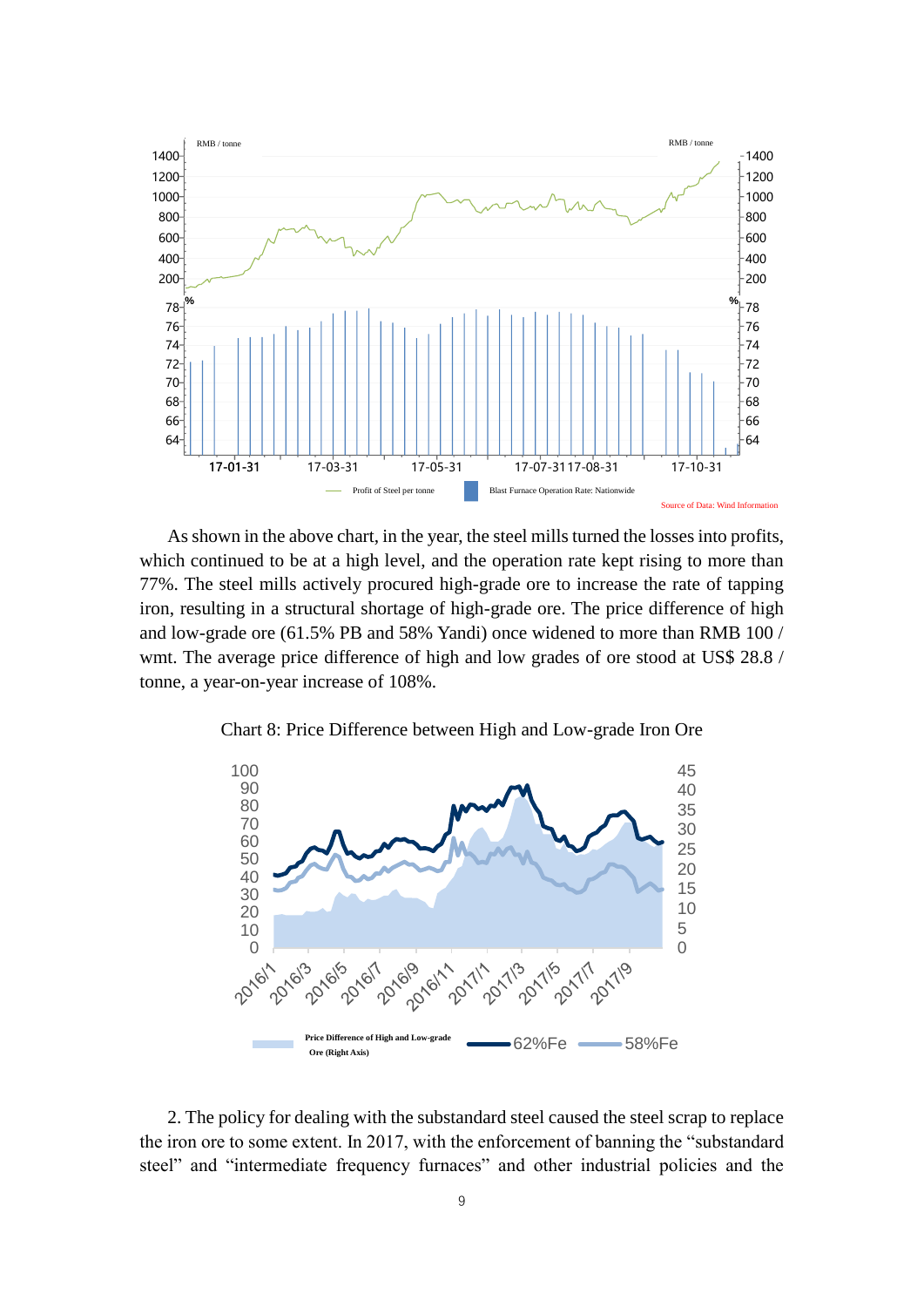As shown in the above chart, in the year, the steel mills turned the losses into profits, which continued to be at a high level, and the operation rate kept rising to more than 77%. The steel mills actively procured high-grade ore to increase the rate of tapping iron, resulting in a structural shortage of high-grade ore. The price difference of high and low-grade ore (61.5% PB and 58% Yandi) once widened to more than RMB 100 / wmt. The average price difference of high and low grades of ore stood at US$ 28.8 / tonne, a year-on-year increase of 108%.

Chart 8: Price Difference between High and Low-grade Iron Ore

2. The policy for dealing with the substandard steel caused the steel scrap to replace the iron ore to some extent. In 2017, with the enforcement of banning the “substandard steel” and “intermediate frequency furnaces” and other industrial policies and the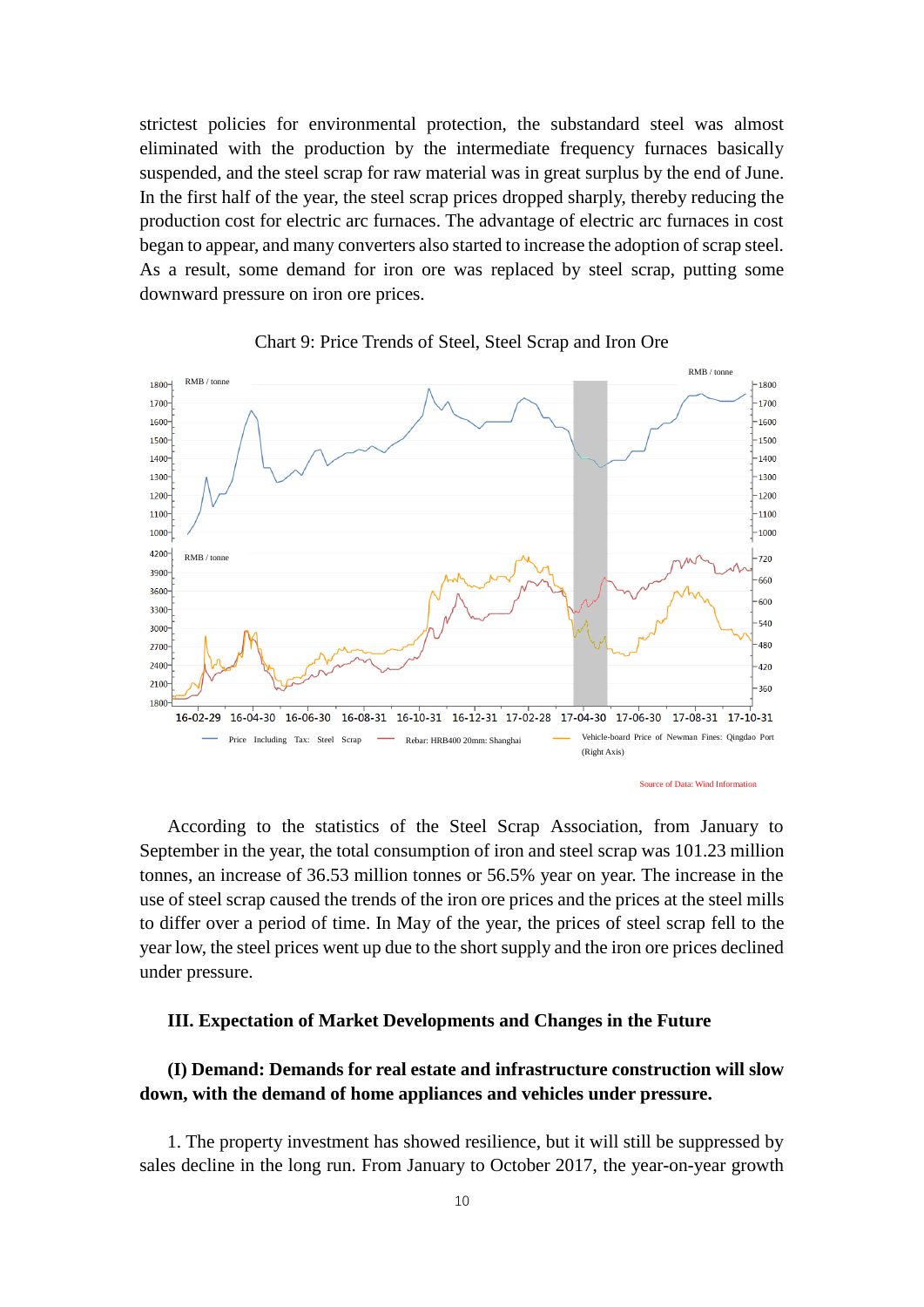strictest policies for environmental protection, the substandard steel was almost eliminated with the production by the intermediate frequency furnaces basically suspended, and the steel scrap for raw material was in great surplus by the end of June. In the first half of the year, the steel scrap prices dropped sharply, thereby reducing the production cost for electric arc furnaces. The advantage of electric arc furnaces in cost began to appear, and many converters also started to increase the adoption of scrap steel. As a result, some demand for iron ore was replaced by steel scrap, putting some downward pressure on iron ore prices.

Chart 9: Price Trends of Steel, Steel Scrap and Iron Ore

Source of Data: Wind Information

According to the statistics of the Steel Scrap Association, from January to September in the year, the total consumption of iron and steel scrap was 101.23 million tonnes, an increase of 36.53 million tonnes or 56.5% year on year. The increase in the use of steel scrap caused the trends of the iron ore prices and the prices at the steel mills to differ over a period of time. In May of the year, the prices of steel scrap fell to the year low, the steel prices went up due to the short supply and the iron ore prices declined under pressure.

## III. Expectation of Market Developments and Changes in the Future

### (I) Demand: Demands for real estate and infrastructure construction will slow down, with the demand of home appliances and vehicles under pressure.

1. The property investment has showed resilience, but it will still be suppressed by sales decline in the long run. From January to October 2017, the year-on-year growth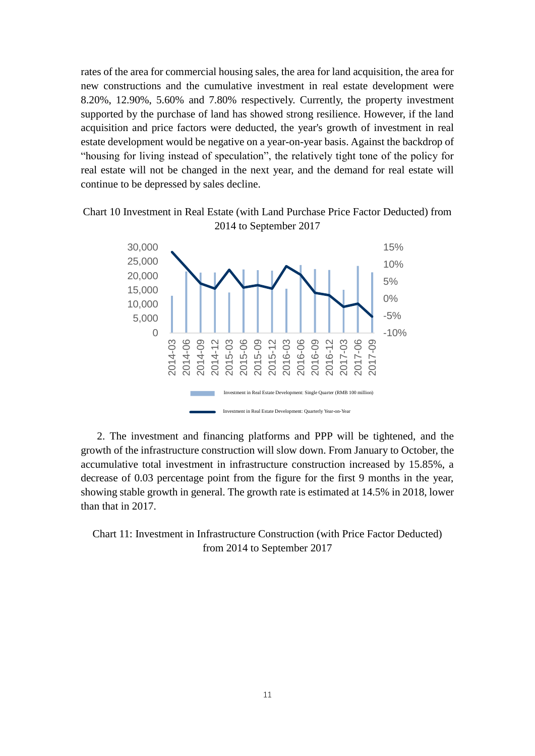rates of the area for commercial housing sales, the area for land acquisition, the area for new constructions and the cumulative investment in real estate development were 8.20%, 12.90%, 5.60% and 7.80% respectively. Currently, the property investment supported by the purchase of land has showed strong resilience. However, if the land acquisition and price factors were deducted, the year's growth of investment in real estate development would be negative on a year-on-year basis. Against the backdrop of "housing for living instead of speculation", the relatively tight tone of the policy for real estate will not be changed in the next year, and the demand for real estate will continue to be depressed by sales decline.

Chart 10 Investment in Real Estate (with Land Purchase Price Factor Deducted) from 2014 to September 2017

2. The investment and financing platforms and PPP will be tightened, and the growth of the infrastructure construction will slow down. From January to October, the accumulative total investment in infrastructure construction increased by 15.85%, a decrease of 0.03 percentage point from the figure for the first 9 months in the year, showing stable growth in general. The growth rate is estimated at 14.5% in 2018, lower than that in 2017.

Chart 11: Investment in Infrastructure Construction (with Price Factor Deducted) from 2014 to September 2017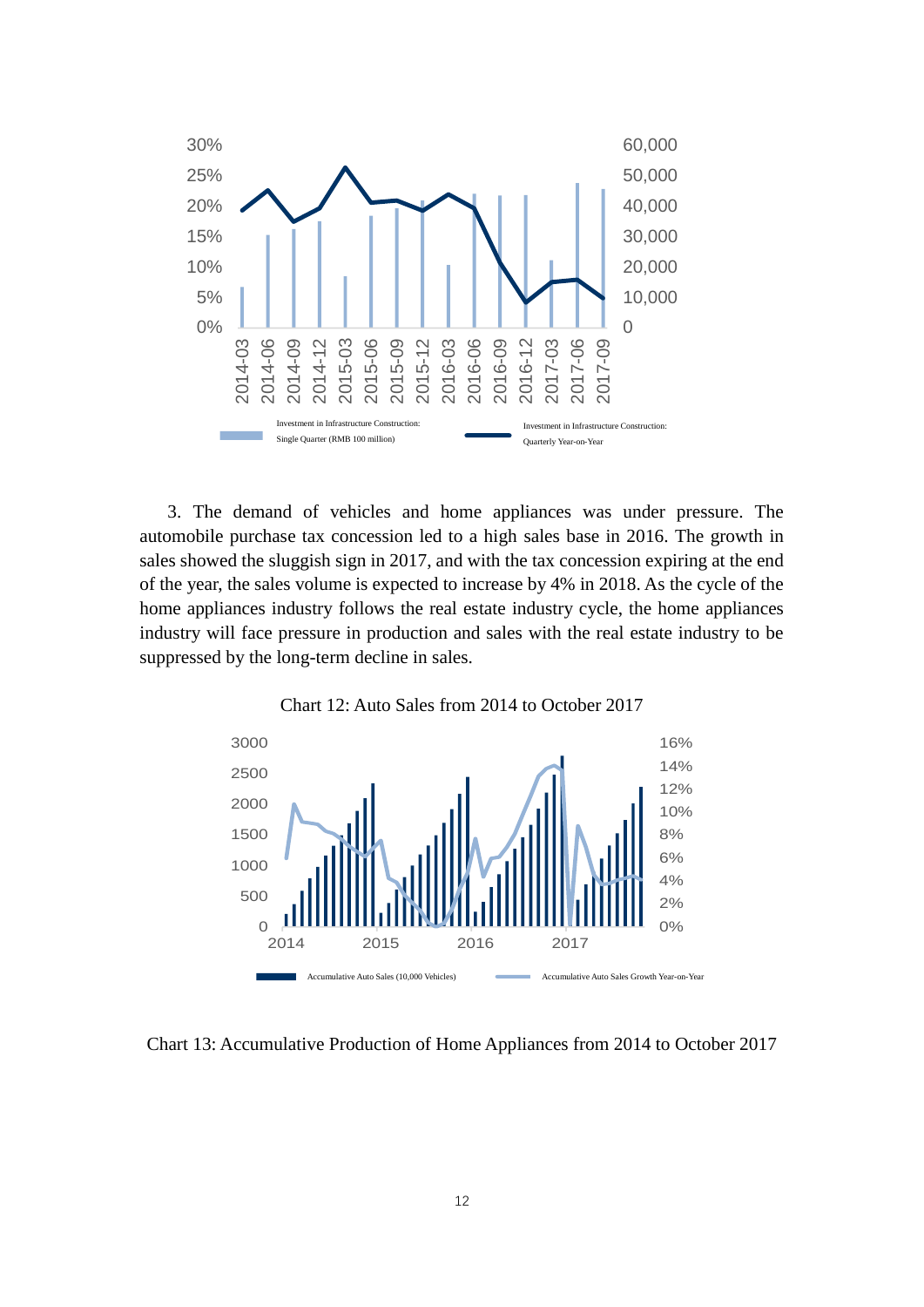3. The demand of vehicles and home appliances was under pressure. The automobile purchase tax concession led to a high sales base in 2016. The growth in sales showed the sluggish sign in 2017, and with the tax concession expiring at the end of the year, the sales volume is expected to increase by 4% in 2018. As the cycle of the home appliances industry follows the real estate industry cycle, the home appliances industry will face pressure in production and sales with the real estate industry to be suppressed by the long-term decline in sales.

Chart 12: Auto Sales from 2014 to October 2017

Chart 13: Accumulative Production of Home Appliances from 2014 to October 2017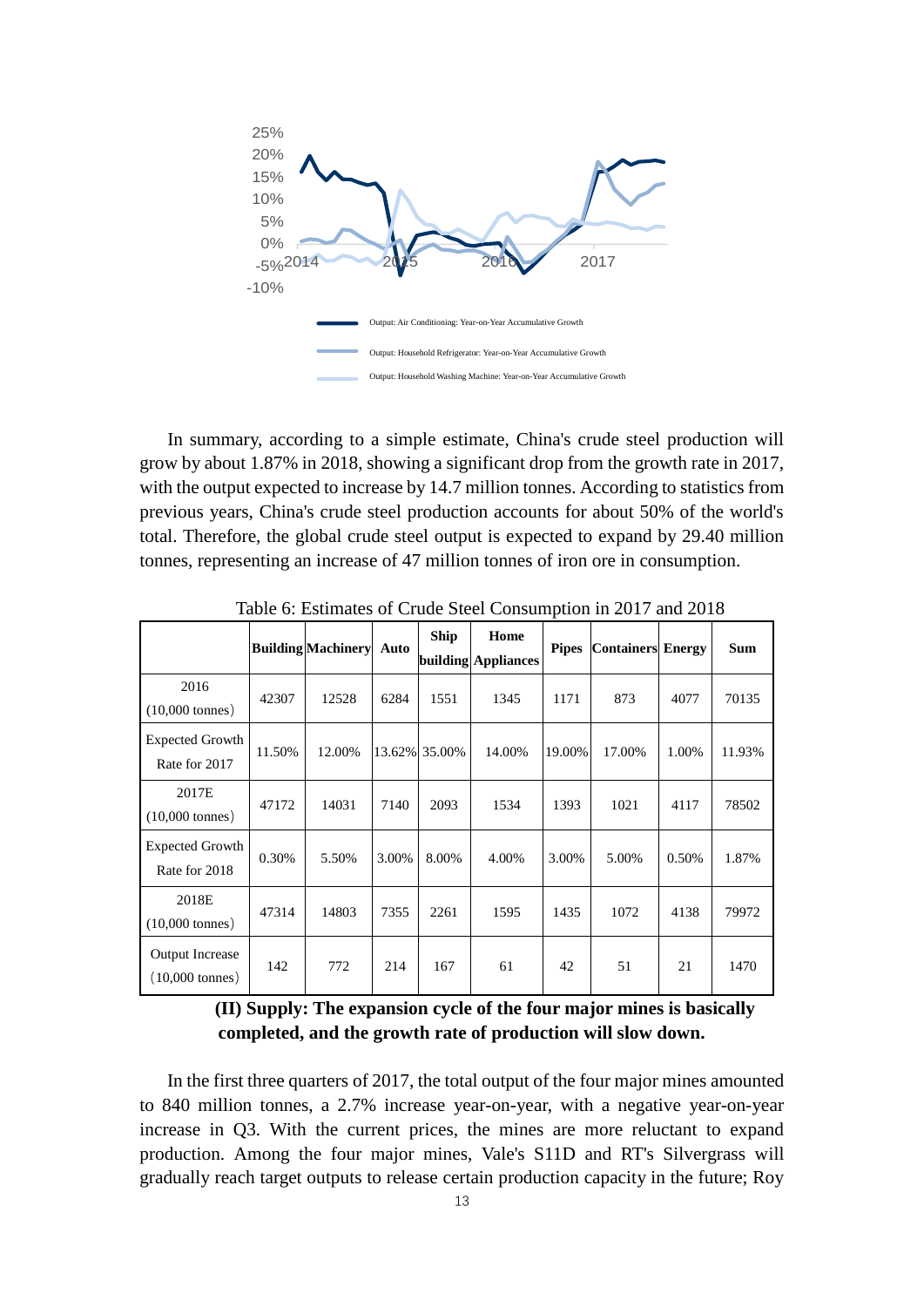In summary, according to a simple estimate, China's crude steel production will grow by about 1.87% in 2018, showing a significant drop from the growth rate in 2017, with the output expected to increase by 14.7 million tonnes. According to statistics from previous years, China's crude steel production accounts for about 50% of the world's total. Therefore, the global crude steel output is expected to expand by 29.40 million tonnes, representing an increase of 47 million tonnes of iron ore in consumption.

Table 6: Estimates of Crude Steel Consumption in 2017 and 2018

| | Building | Machinery | Auto | Ship building | Home Appliances | Pipes | Containers | Energy | Sum |
|---|---|---|---|---|---|---|---|---|---|
| 2016 (10,000 tonnes) | 42307 | 12528 | 6284 | 1551 | 1345 | 1171 | 873 | 4077 | 70135 |
| Expected Growth Rate for 2017 | 11.50% | 12.00% | 13.62% | 35.00% | 14.00% | 19.00% | 17.00% | 1.00% | 11.93% |
| 2017E (10,000 tonnes) | 47172 | 14031 | 7140 | 2093 | 1534 | 1393 | 1021 | 4117 | 78502 |
| Expected Growth Rate for 2018 | 0.30% | 5.50% | 3.00% | 8.00% | 4.00% | 3.00% | 5.00% | 0.50% | 1.87% |
| 2018E (10,000 tonnes) | 47314 | 14803 | 7355 | 2261 | 1595 | 1435 | 1072 | 4138 | 79972 |
| Output Increase (10,000 tonnes) | 142 | 772 | 214 | 167 | 61 | 42 | 51 | 21 | 1470 |

## (II) Supply: The expansion cycle of the four major mines is basically completed, and the growth rate of production will slow down.

In the first three quarters of 2017, the total output of the four major mines amounted to 840 million tonnes, a 2.7% increase year-on-year, with a negative year-on-year increase in Q3. With the current prices, the mines are more reluctant to expand production. Among the four major mines, Vale's S11D and RT's Silvergrass will gradually reach target outputs to release certain production capacity in the future; Roy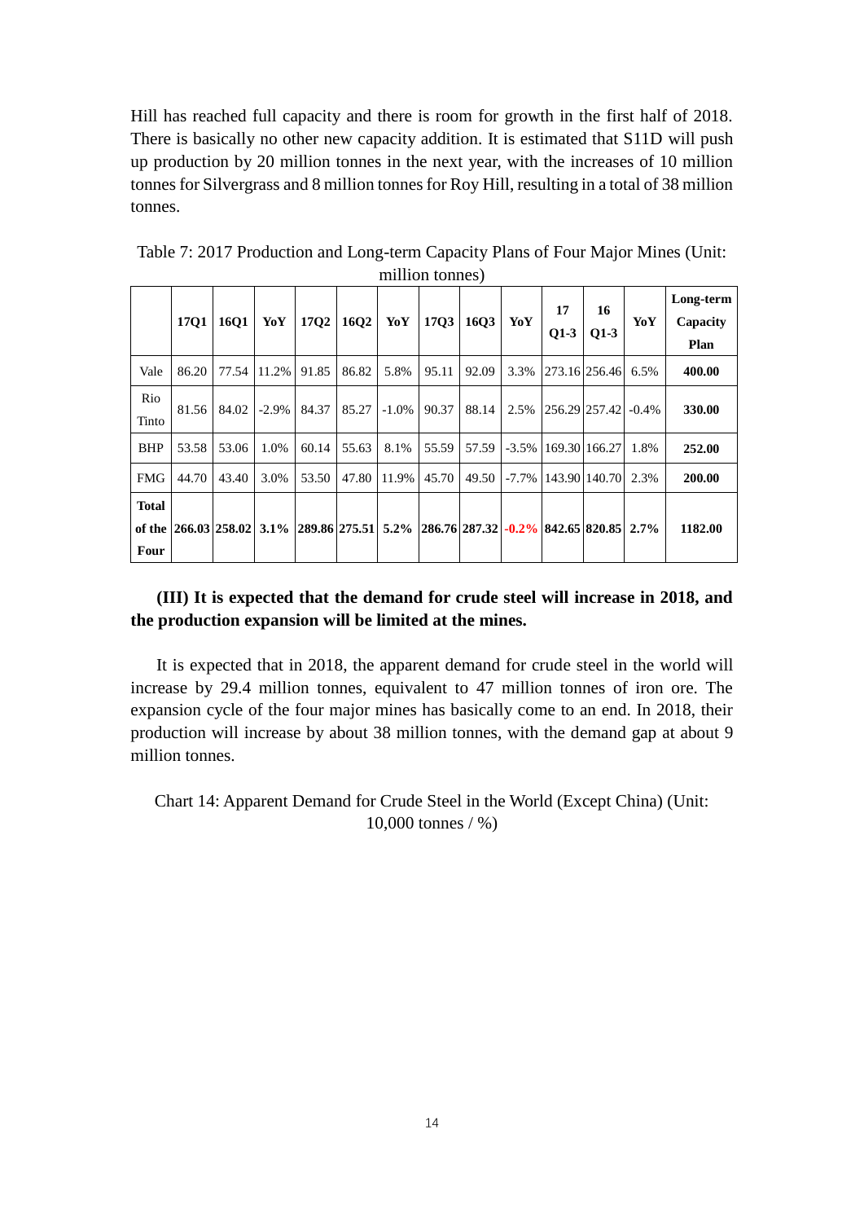Hill has reached full capacity and there is room for growth in the first half of 2018. There is basically no other new capacity addition. It is estimated that S11D will push up production by 20 million tonnes in the next year, with the increases of 10 million tonnes for Silvergrass and 8 million tonnes for Roy Hill, resulting in a total of 38 million tonnes.

Table 7: 2017 Production and Long-term Capacity Plans of Four Major Mines (Unit: million tonnes)

| | 17Q1 | 16Q1 | YoY | 17Q2 | 16Q2 | YoY | 17Q3 | 16Q3 | YoY | 17 Q1-3 | 16 Q1-3 | YoY | Long-term Capacity Plan |
|---|---|---|---|---|---|---|---|---|---|---|---|---|---|
| Vale | 86.20 | 77.54 | 11.2% | 91.85 | 86.82 | 5.8% | 95.11 | 92.09 | 3.3% | 273.16 | 256.46 | 6.5% | **400.00** |
| Rio Tinto | 81.56 | 84.02 | -2.9% | 84.37 | 85.27 | -1.0% | 90.37 | 88.14 | 2.5% | 256.29 | 257.42 | -0.4% | **330.00** |
| BHP | 53.58 | 53.06 | 1.0% | 60.14 | 55.63 | 8.1% | 55.59 | 57.59 | -3.5% | 169.30 | 166.27 | 1.8% | **252.00** |
| FMG | 44.70 | 43.40 | 3.0% | 53.50 | 47.80 | 11.9% | 45.70 | 49.50 | -7.7% | 143.90 | 140.70 | 2.3% | **200.00** |
| **Total of the Four** | **266.03** | **258.02** | **3.1%** | **289.86** | **275.51** | **5.2%** | **286.76** | **287.32** | **-0.2%** | **842.65** | **820.85** | **2.7%** | **1182.00** |

**(III) It is expected that the demand for crude steel will increase in 2018, and the production expansion will be limited at the mines.**

It is expected that in 2018, the apparent demand for crude steel in the world will increase by 29.4 million tonnes, equivalent to 47 million tonnes of iron ore. The expansion cycle of the four major mines has basically come to an end. In 2018, their production will increase by about 38 million tonnes, with the demand gap at about 9 million tonnes.

Chart 14: Apparent Demand for Crude Steel in the World (Except China) (Unit: 10,000 tonnes / %)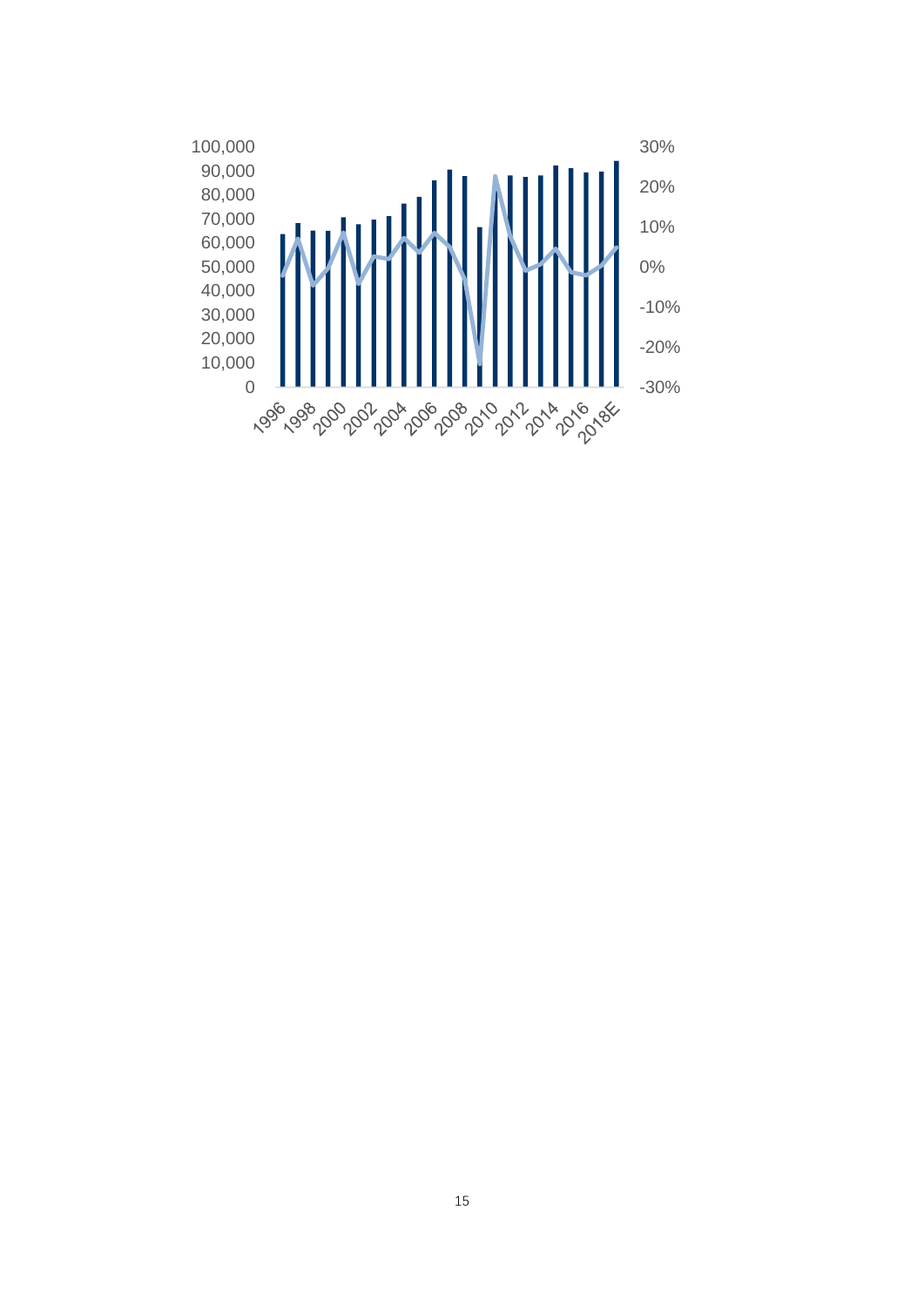100,000
90,000
80,000
70,000
60,000
50,000
40,000
30,000
20,000
10,000
0

30%
20%
10%
0%
-10%
-20%
-30%

1996
1998
2000
2002
2004
2006
2008
2010
2012
2014
2016
2018E